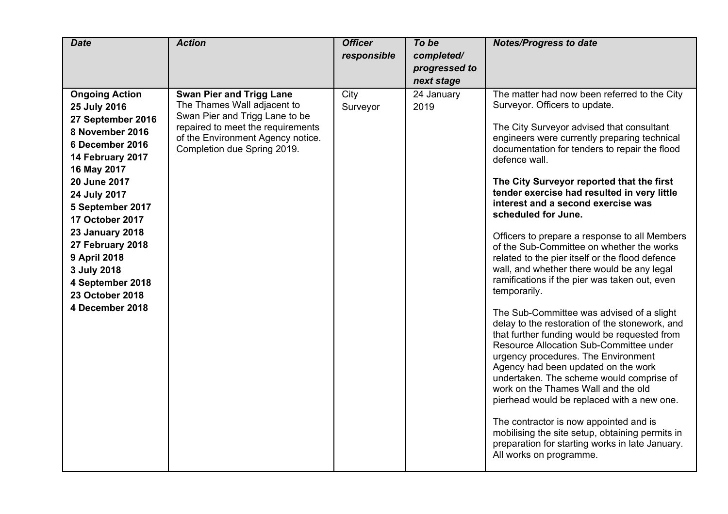| *Date* | *Action* | *Officer responsible* | *To be completed/ progressed to next stage* | *Notes/Progress to date* |
|---|---|---|---|---|
| **Ongoing Action**<br>**25 July 2016**<br>**27 September 2016**<br>**8 November 2016**<br>**6 December 2016**<br>**14 February 2017**<br>**16 May 2017**<br>**20 June 2017**<br>**24 July 2017**<br>**5 September 2017**<br>**17 October 2017**<br>**23 January 2018**<br>**27 February 2018**<br>**9 April 2018**<br>**3 July 2018**<br>**4 September 2018**<br>**23 October 2018**<br>**4 December 2018** | **Swan Pier and Trigg Lane**<br>The Thames Wall adjacent to Swan Pier and Trigg Lane to be repaired to meet the requirements of the Environment Agency notice. Completion due Spring 2019. | City Surveyor | 24 January 2019 | The matter had now been referred to the City Surveyor. Officers to update.<br><br>The City Surveyor advised that consultant engineers were currently preparing technical documentation for tenders to repair the flood defence wall.<br><br>**The City Surveyor reported that the first tender exercise had resulted in very little interest and a second exercise was scheduled for June.**<br><br>Officers to prepare a response to all Members of the Sub-Committee on whether the works related to the pier itself or the flood defence wall, and whether there would be any legal ramifications if the pier was taken out, even temporarily.<br><br>The Sub-Committee was advised of a slight delay to the restoration of the stonework, and that further funding would be requested from Resource Allocation Sub-Committee under urgency procedures. The Environment Agency had been updated on the work undertaken. The scheme would comprise of work on the Thames Wall and the old pierhead would be replaced with a new one.<br><br>The contractor is now appointed and is mobilising the site setup, obtaining permits in preparation for starting works in late January. All works on programme. |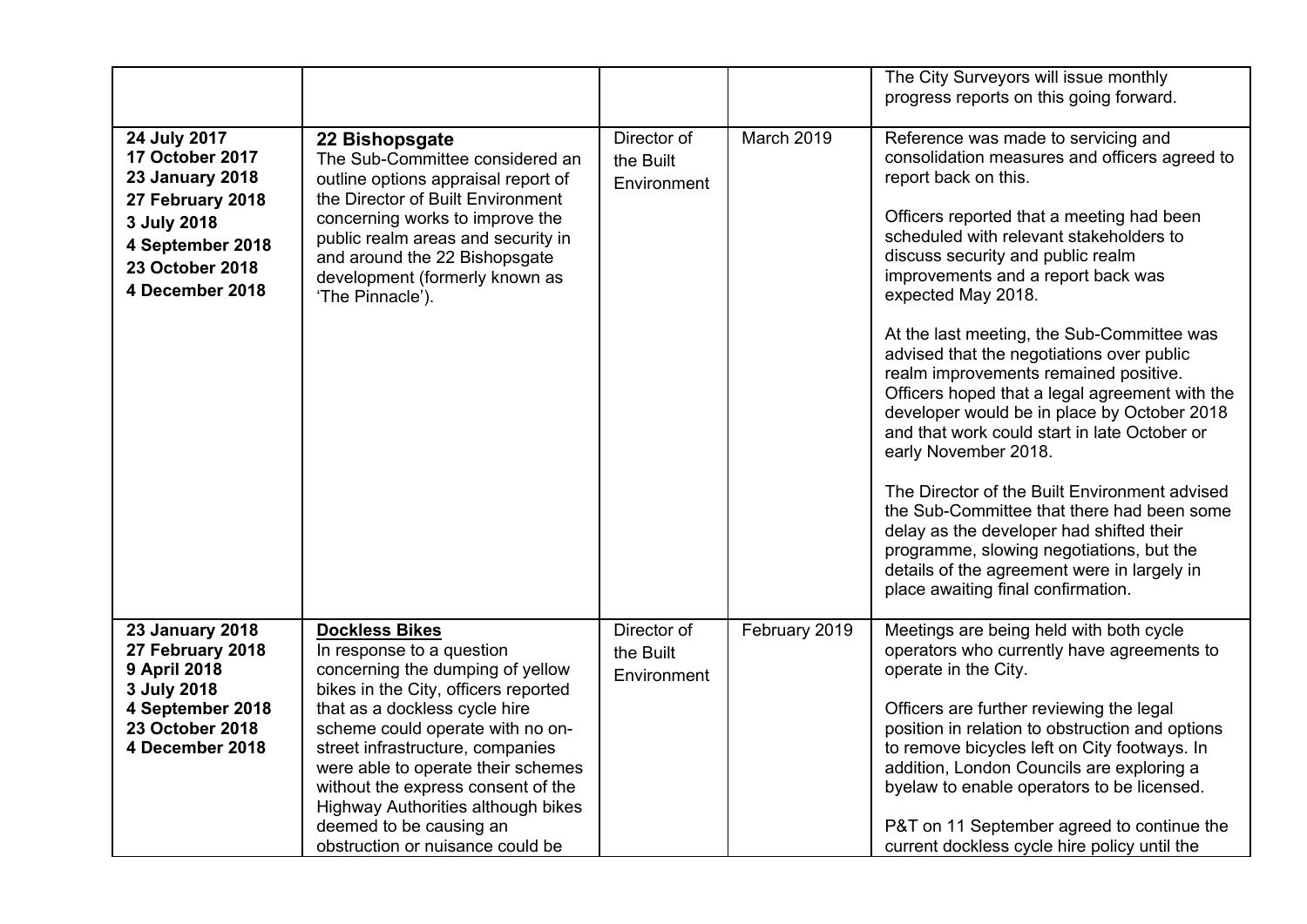| | | | | |
|---|---|---|---|---|
| | | | | The City Surveyors will issue monthly progress reports on this going forward. |
| **24 July 2017**<br>**17 October 2017**<br>**23 January 2018**<br>**27 February 2018**<br>**3 July 2018**<br>**4 September 2018**<br>**23 October 2018**<br>**4 December 2018** | **22 Bishopsgate**<br>The Sub-Committee considered an outline options appraisal report of the Director of Built Environment concerning works to improve the public realm areas and security in and around the 22 Bishopsgate development (formerly known as 'The Pinnacle'). | Director of the Built Environment | March 2019 | Reference was made to servicing and consolidation measures and officers agreed to report back on this.<br><br>Officers reported that a meeting had been scheduled with relevant stakeholders to discuss security and public realm improvements and a report back was expected May 2018.<br><br>At the last meeting, the Sub-Committee was advised that the negotiations over public realm improvements remained positive. Officers hoped that a legal agreement with the developer would be in place by October 2018 and that work could start in late October or early November 2018.<br><br>The Director of the Built Environment advised the Sub-Committee that there had been some delay as the developer had shifted their programme, slowing negotiations, but the details of the agreement were in largely in place awaiting final confirmation. |
| **23 January 2018**<br>**27 February 2018**<br>**9 April 2018**<br>**3 July 2018**<br>**4 September 2018**<br>**23 October 2018**<br>**4 December 2018** | <u>**Dockless Bikes**</u><br>In response to a question concerning the dumping of yellow bikes in the City, officers reported that as a dockless cycle hire scheme could operate with no on-street infrastructure, companies were able to operate their schemes without the express consent of the Highway Authorities although bikes deemed to be causing an obstruction or nuisance could be | Director of the Built Environment | February 2019 | Meetings are being held with both cycle operators who currently have agreements to operate in the City.<br><br>Officers are further reviewing the legal position in relation to obstruction and options to remove bicycles left on City footways. In addition, London Councils are exploring a byelaw to enable operators to be licensed.<br><br>P&T on 11 September agreed to continue the current dockless cycle hire policy until the |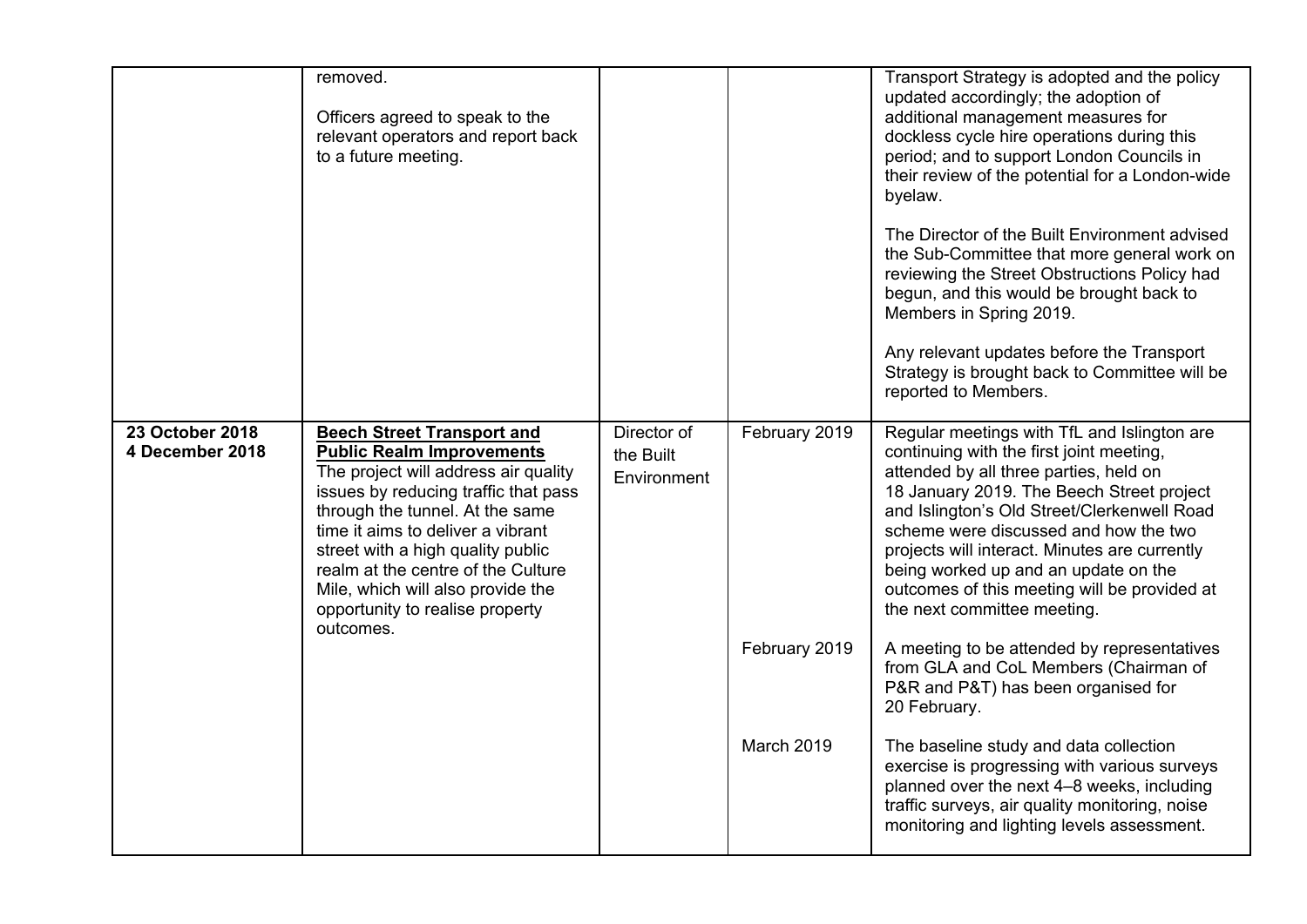| | | | | |
|---|---|---|---|---|
| | removed.<br><br>Officers agreed to speak to the relevant operators and report back to a future meeting. | | | Transport Strategy is adopted and the policy updated accordingly; the adoption of additional management measures for dockless cycle hire operations during this period; and to support London Councils in their review of the potential for a London-wide byelaw.<br><br>The Director of the Built Environment advised the Sub-Committee that more general work on reviewing the Street Obstructions Policy had begun, and this would be brought back to Members in Spring 2019.<br><br>Any relevant updates before the Transport Strategy is brought back to Committee will be reported to Members. |
| **23 October 2018**<br>**4 December 2018** | **Beech Street Transport and Public Realm Improvements**<br>The project will address air quality issues by reducing traffic that pass through the tunnel. At the same time it aims to deliver a vibrant street with a high quality public realm at the centre of the Culture Mile, which will also provide the opportunity to realise property outcomes. | Director of the Built Environment | February 2019 | Regular meetings with TfL and Islington are continuing with the first joint meeting, attended by all three parties, held on 18 January 2019. The Beech Street project and Islington's Old Street/Clerkenwell Road scheme were discussed and how the two projects will interact. Minutes are currently being worked up and an update on the outcomes of this meeting will be provided at the next committee meeting. |
| | | | February 2019 | A meeting to be attended by representatives from GLA and CoL Members (Chairman of P&R and P&T) has been organised for 20 February. |
| | | | March 2019 | The baseline study and data collection exercise is progressing with various surveys planned over the next 4–8 weeks, including traffic surveys, air quality monitoring, noise monitoring and lighting levels assessment. |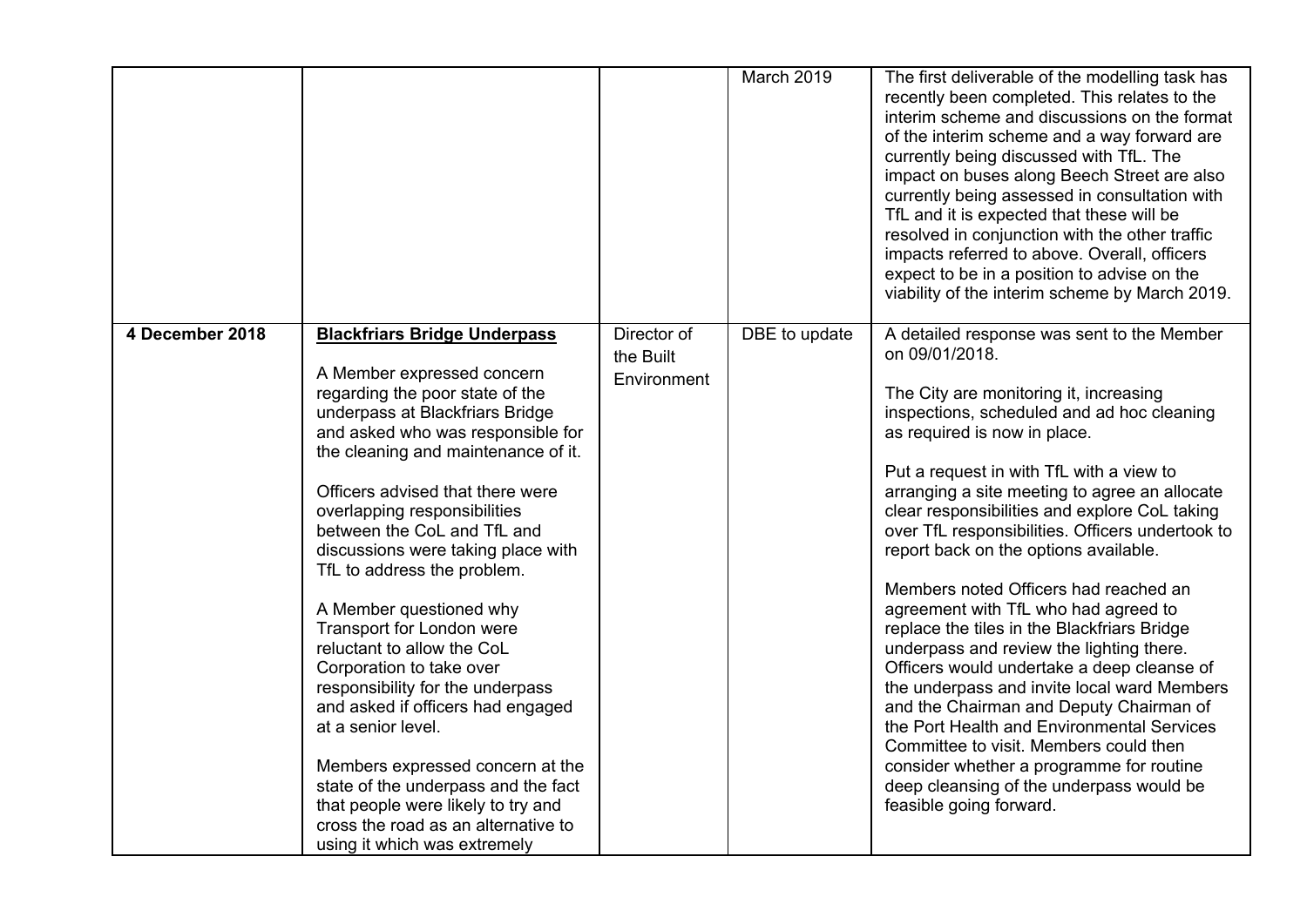| | | | | |
|---|---|---|---|---|
| | | | March 2019 | The first deliverable of the modelling task has recently been completed. This relates to the interim scheme and discussions on the format of the interim scheme and a way forward are currently being discussed with TfL. The impact on buses along Beech Street are also currently being assessed in consultation with TfL and it is expected that these will be resolved in conjunction with the other traffic impacts referred to above. Overall, officers expect to be in a position to advise on the viability of the interim scheme by March 2019. |
| **4 December 2018** | **Blackfriars Bridge Underpass**<br><br>A Member expressed concern regarding the poor state of the underpass at Blackfriars Bridge and asked who was responsible for the cleaning and maintenance of it.<br><br>Officers advised that there were overlapping responsibilities between the CoL and TfL and discussions were taking place with TfL to address the problem.<br><br>A Member questioned why Transport for London were reluctant to allow the CoL Corporation to take over responsibility for the underpass and asked if officers had engaged at a senior level.<br><br>Members expressed concern at the state of the underpass and the fact that people were likely to try and cross the road as an alternative to using it which was extremely | Director of the Built Environment | DBE to update | A detailed response was sent to the Member on 09/01/2018.<br><br>The City are monitoring it, increasing inspections, scheduled and ad hoc cleaning as required is now in place.<br><br>Put a request in with TfL with a view to arranging a site meeting to agree an allocate clear responsibilities and explore CoL taking over TfL responsibilities. Officers undertook to report back on the options available.<br><br>Members noted Officers had reached an agreement with TfL who had agreed to replace the tiles in the Blackfriars Bridge underpass and review the lighting there. Officers would undertake a deep cleanse of the underpass and invite local ward Members and the Chairman and Deputy Chairman of the Port Health and Environmental Services Committee to visit. Members could then consider whether a programme for routine deep cleansing of the underpass would be feasible going forward. |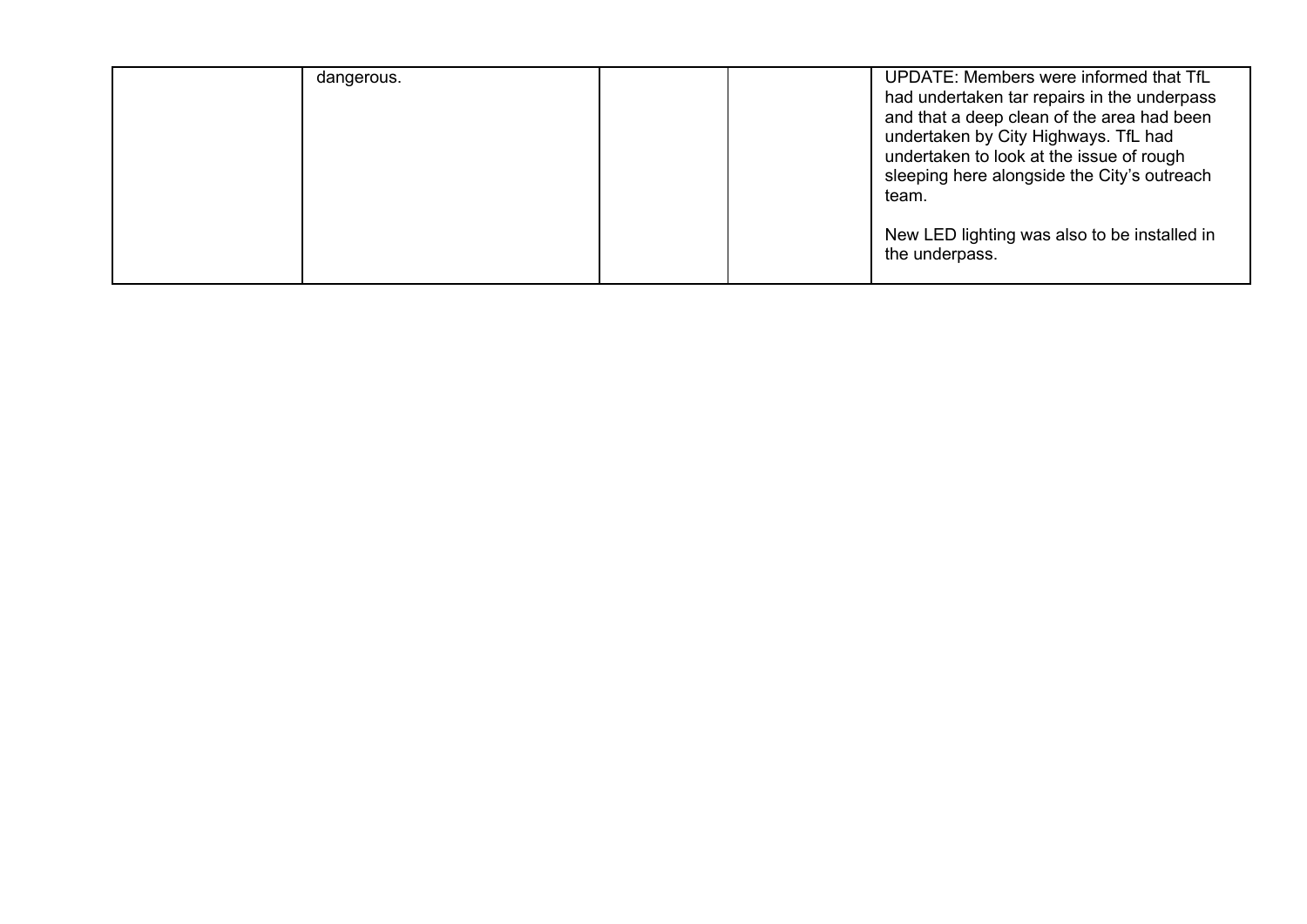| | | | | |
|---|---|---|---|---|
| | dangerous. | | | UPDATE: Members were informed that TfL had undertaken tar repairs in the underpass and that a deep clean of the area had been undertaken by City Highways. TfL had undertaken to look at the issue of rough sleeping here alongside the City's outreach team.<br><br>New LED lighting was also to be installed in the underpass. |